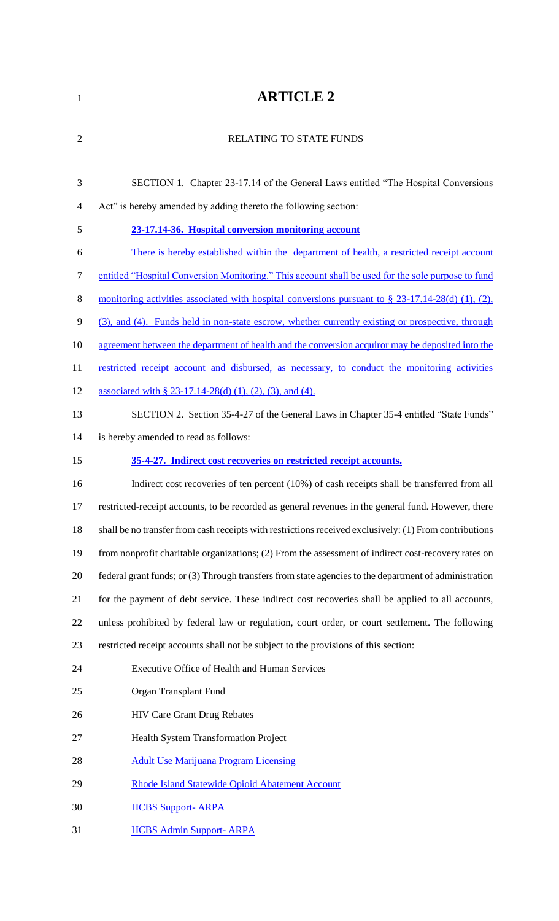# ARTICLE 2

RELATING TO STATE FUNDS

SECTION 1. Chapter 23-17.14 of the General Laws entitled "The Hospital Conversions Act" is hereby amended by adding thereto the following section:

**23-17.14-36. Hospital conversion monitoring account**

There is hereby established within the department of health, a restricted receipt account entitled "Hospital Conversion Monitoring." This account shall be used for the sole purpose to fund monitoring activities associated with hospital conversions pursuant to § 23-17.14-28(d) (1), (2), (3), and (4). Funds held in non-state escrow, whether currently existing or prospective, through agreement between the department of health and the conversion acquiror may be deposited into the restricted receipt account and disbursed, as necessary, to conduct the monitoring activities associated with § 23-17.14-28(d) (1), (2), (3), and (4).

SECTION 2. Section 35-4-27 of the General Laws in Chapter 35-4 entitled "State Funds" is hereby amended to read as follows:

**35-4-27. Indirect cost recoveries on restricted receipt accounts.**

Indirect cost recoveries of ten percent (10%) of cash receipts shall be transferred from all restricted-receipt accounts, to be recorded as general revenues in the general fund. However, there shall be no transfer from cash receipts with restrictions received exclusively: (1) From contributions from nonprofit charitable organizations; (2) From the assessment of indirect cost-recovery rates on federal grant funds; or (3) Through transfers from state agencies to the department of administration for the payment of debt service. These indirect cost recoveries shall be applied to all accounts, unless prohibited by federal law or regulation, court order, or court settlement. The following restricted receipt accounts shall not be subject to the provisions of this section:

Executive Office of Health and Human Services

Organ Transplant Fund

HIV Care Grant Drug Rebates

Health System Transformation Project

Adult Use Marijuana Program Licensing

Rhode Island Statewide Opioid Abatement Account

HCBS Support- ARPA

HCBS Admin Support- ARPA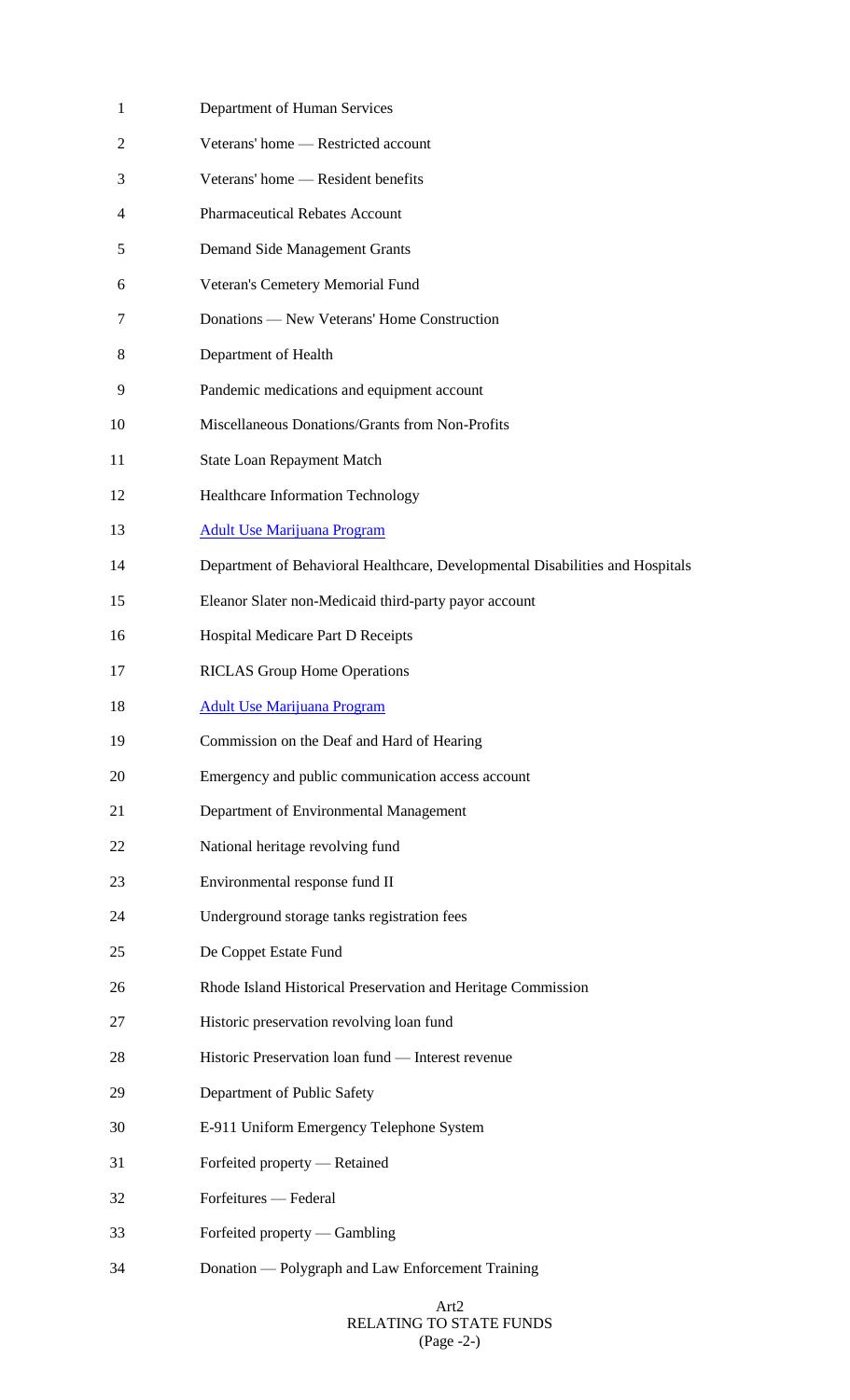Department of Human Services

Veterans' home — Restricted account

Veterans' home — Resident benefits

Pharmaceutical Rebates Account

Demand Side Management Grants

Veteran's Cemetery Memorial Fund

Donations — New Veterans' Home Construction

Department of Health

Pandemic medications and equipment account

Miscellaneous Donations/Grants from Non-Profits

State Loan Repayment Match

Healthcare Information Technology

Adult Use Marijuana Program

Department of Behavioral Healthcare, Developmental Disabilities and Hospitals

Eleanor Slater non-Medicaid third-party payor account

Hospital Medicare Part D Receipts

RICLAS Group Home Operations

Adult Use Marijuana Program

Commission on the Deaf and Hard of Hearing

Emergency and public communication access account

Department of Environmental Management

National heritage revolving fund

Environmental response fund II

Underground storage tanks registration fees

De Coppet Estate Fund

Rhode Island Historical Preservation and Heritage Commission

Historic preservation revolving loan fund

Historic Preservation loan fund — Interest revenue

Department of Public Safety

E-911 Uniform Emergency Telephone System

Forfeited property — Retained

Forfeitures — Federal

Forfeited property — Gambling

Donation — Polygraph and Law Enforcement Training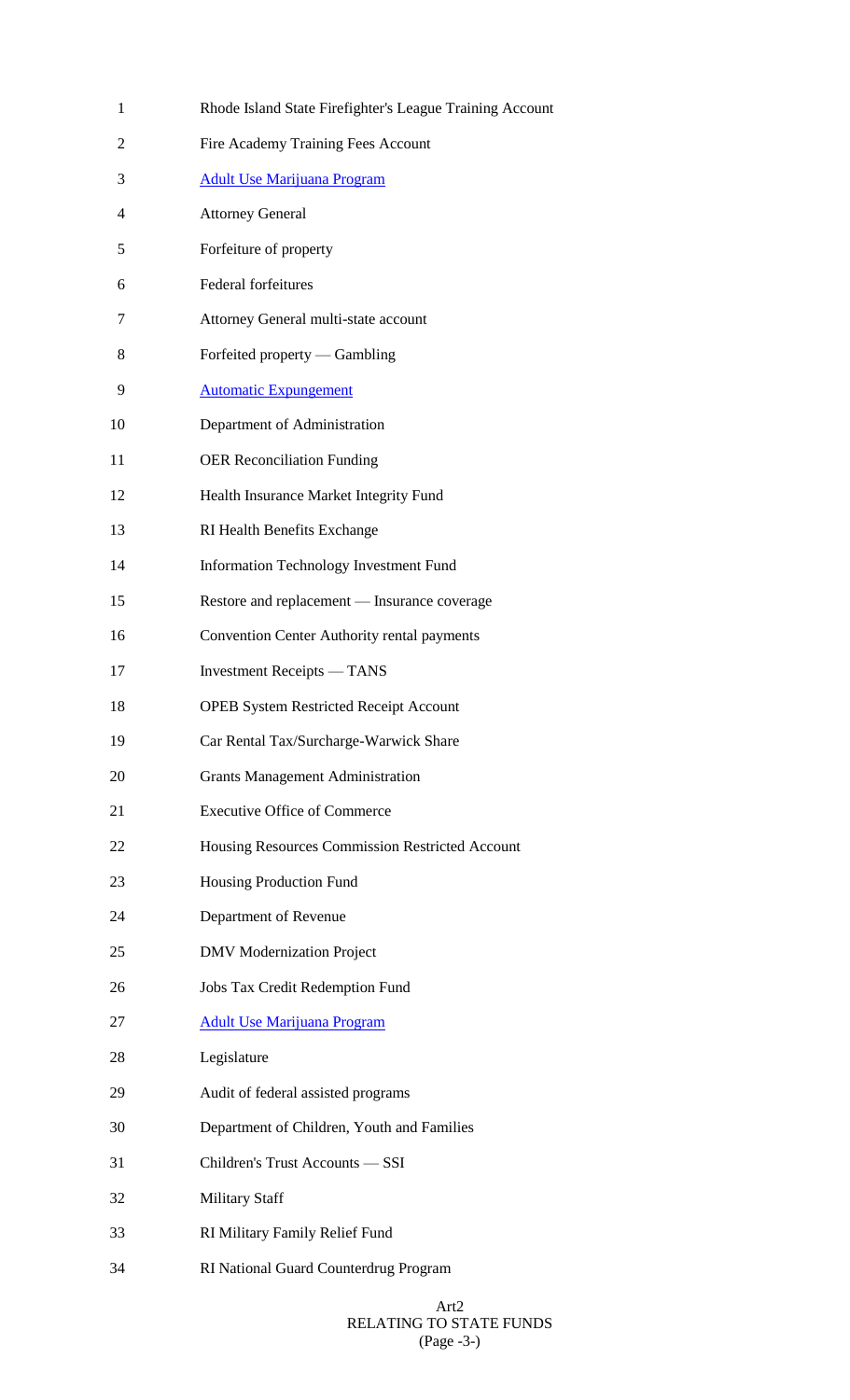Rhode Island State Firefighter's League Training Account

Fire Academy Training Fees Account

Adult Use Marijuana Program

Attorney General

Forfeiture of property

Federal forfeitures

Attorney General multi-state account

Forfeited property — Gambling

Automatic Expungement

Department of Administration

OER Reconciliation Funding

Health Insurance Market Integrity Fund

RI Health Benefits Exchange

Information Technology Investment Fund

Restore and replacement — Insurance coverage

Convention Center Authority rental payments

Investment Receipts — TANS

OPEB System Restricted Receipt Account

Car Rental Tax/Surcharge-Warwick Share

Grants Management Administration

Executive Office of Commerce

Housing Resources Commission Restricted Account

Housing Production Fund

Department of Revenue

DMV Modernization Project

Jobs Tax Credit Redemption Fund

Adult Use Marijuana Program

Legislature

Audit of federal assisted programs

Department of Children, Youth and Families

Children's Trust Accounts — SSI

Military Staff

RI Military Family Relief Fund

RI National Guard Counterdrug Program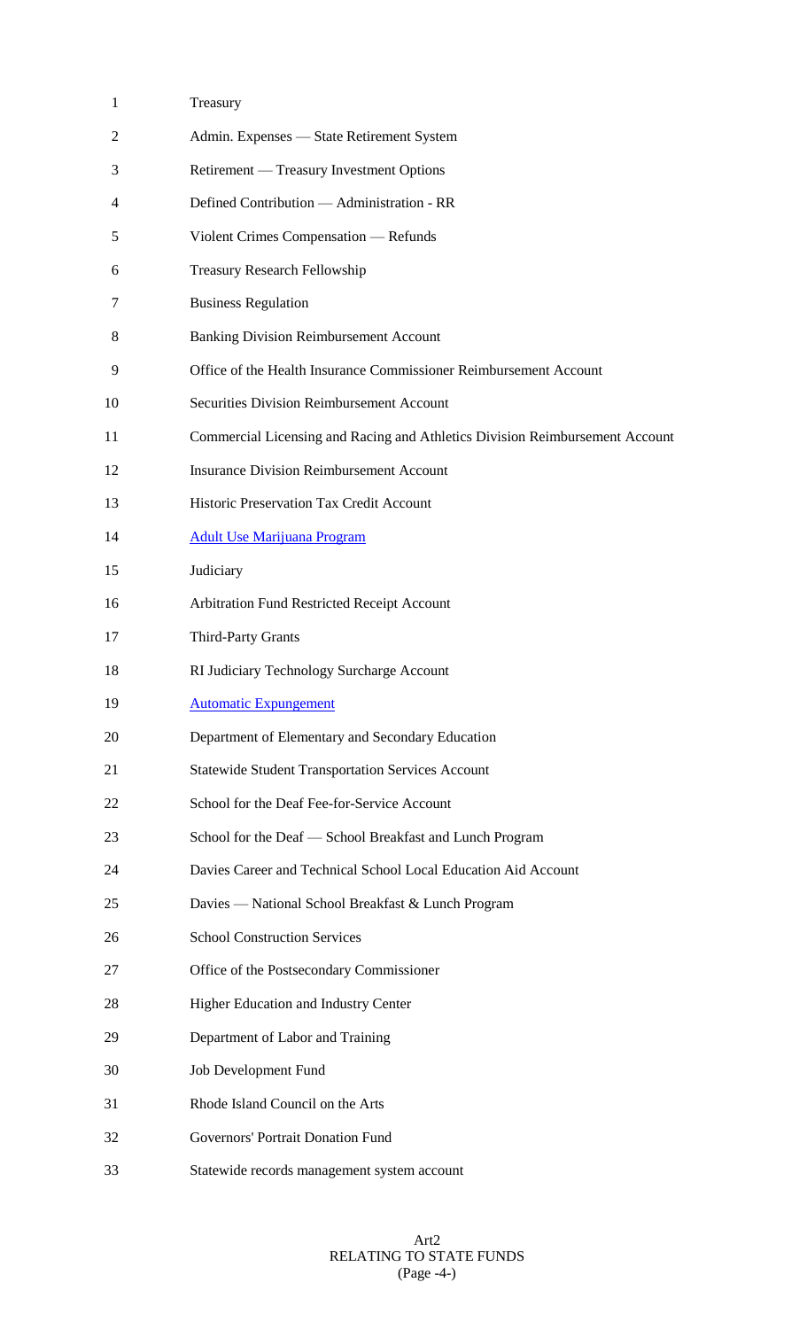Treasury

Admin. Expenses — State Retirement System

Retirement — Treasury Investment Options

Defined Contribution — Administration - RR

Violent Crimes Compensation — Refunds

Treasury Research Fellowship

Business Regulation

Banking Division Reimbursement Account

Office of the Health Insurance Commissioner Reimbursement Account

Securities Division Reimbursement Account

Commercial Licensing and Racing and Athletics Division Reimbursement Account

Insurance Division Reimbursement Account

Historic Preservation Tax Credit Account

Adult Use Marijuana Program

Judiciary

Arbitration Fund Restricted Receipt Account

Third-Party Grants

RI Judiciary Technology Surcharge Account

Automatic Expungement

Department of Elementary and Secondary Education

Statewide Student Transportation Services Account

School for the Deaf Fee-for-Service Account

School for the Deaf — School Breakfast and Lunch Program

Davies Career and Technical School Local Education Aid Account

Davies — National School Breakfast & Lunch Program

School Construction Services

Office of the Postsecondary Commissioner

Higher Education and Industry Center

Department of Labor and Training

Job Development Fund

Rhode Island Council on the Arts

Governors' Portrait Donation Fund

Statewide records management system account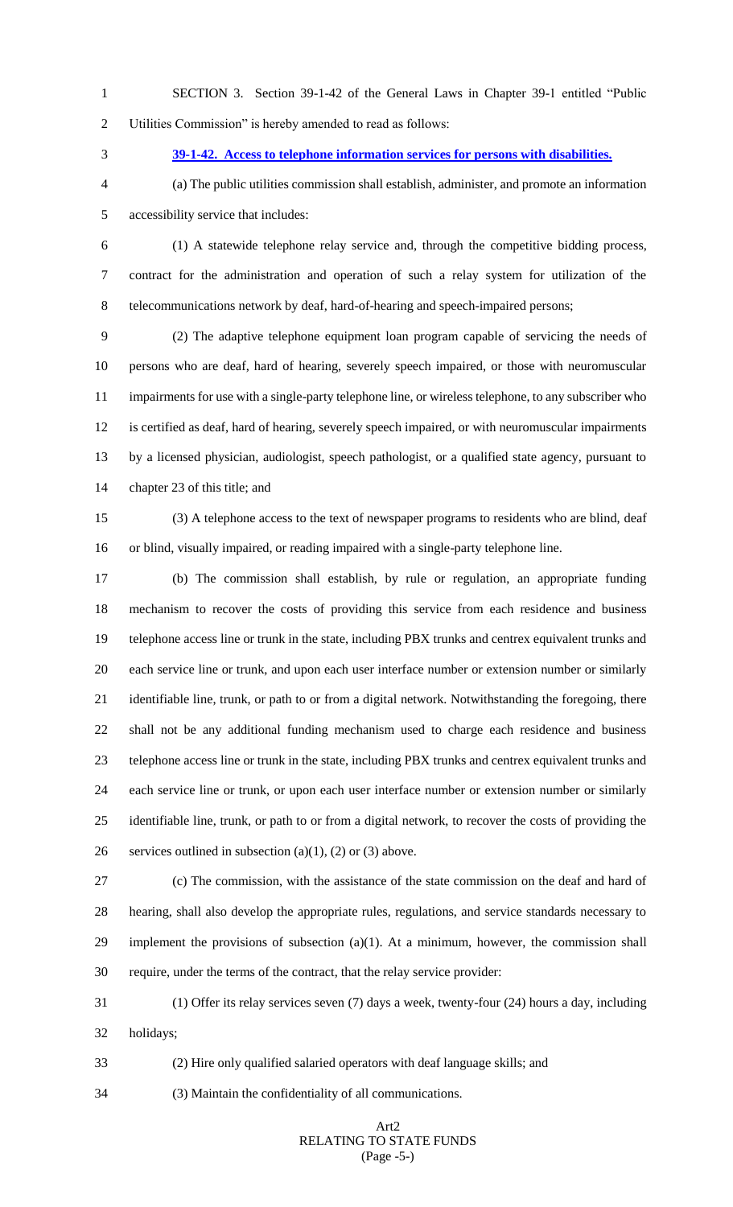SECTION 3. Section 39-1-42 of the General Laws in Chapter 39-1 entitled "Public Utilities Commission" is hereby amended to read as follows:

**39-1-42. Access to telephone information services for persons with disabilities.**

(a) The public utilities commission shall establish, administer, and promote an information accessibility service that includes:

(1) A statewide telephone relay service and, through the competitive bidding process, contract for the administration and operation of such a relay system for utilization of the telecommunications network by deaf, hard-of-hearing and speech-impaired persons;

(2) The adaptive telephone equipment loan program capable of servicing the needs of persons who are deaf, hard of hearing, severely speech impaired, or those with neuromuscular impairments for use with a single-party telephone line, or wireless telephone, to any subscriber who is certified as deaf, hard of hearing, severely speech impaired, or with neuromuscular impairments by a licensed physician, audiologist, speech pathologist, or a qualified state agency, pursuant to chapter 23 of this title; and

(3) A telephone access to the text of newspaper programs to residents who are blind, deaf or blind, visually impaired, or reading impaired with a single-party telephone line.

(b) The commission shall establish, by rule or regulation, an appropriate funding mechanism to recover the costs of providing this service from each residence and business telephone access line or trunk in the state, including PBX trunks and centrex equivalent trunks and each service line or trunk, and upon each user interface number or extension number or similarly identifiable line, trunk, or path to or from a digital network. Notwithstanding the foregoing, there shall not be any additional funding mechanism used to charge each residence and business telephone access line or trunk in the state, including PBX trunks and centrex equivalent trunks and each service line or trunk, or upon each user interface number or extension number or similarly identifiable line, trunk, or path to or from a digital network, to recover the costs of providing the services outlined in subsection (a)(1), (2) or (3) above.

(c) The commission, with the assistance of the state commission on the deaf and hard of hearing, shall also develop the appropriate rules, regulations, and service standards necessary to implement the provisions of subsection (a)(1). At a minimum, however, the commission shall require, under the terms of the contract, that the relay service provider:

(1) Offer its relay services seven (7) days a week, twenty-four (24) hours a day, including holidays;

(2) Hire only qualified salaried operators with deaf language skills; and

(3) Maintain the confidentiality of all communications.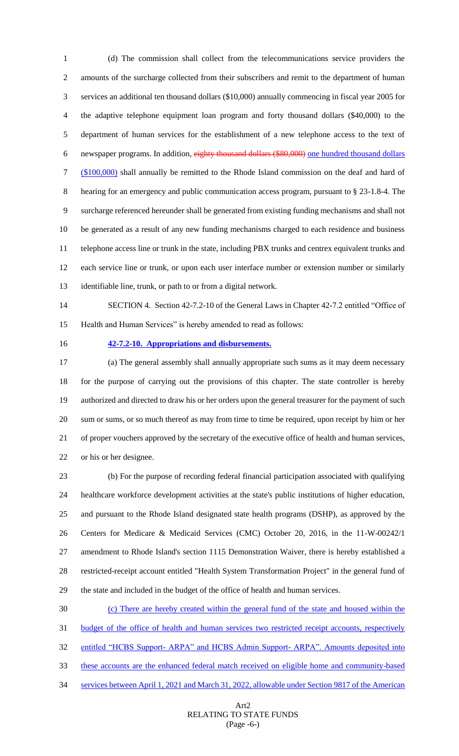(d) The commission shall collect from the telecommunications service providers the amounts of the surcharge collected from their subscribers and remit to the department of human services an additional ten thousand dollars ($10,000) annually commencing in fiscal year 2005 for the adaptive telephone equipment loan program and forty thousand dollars ($40,000) to the department of human services for the establishment of a new telephone access to the text of newspaper programs. In addition, ~~eighty thousand dollars ($80,000)~~ one hundred thousand dollars ($100,000) shall annually be remitted to the Rhode Island commission on the deaf and hard of hearing for an emergency and public communication access program, pursuant to § 23-1.8-4. The surcharge referenced hereunder shall be generated from existing funding mechanisms and shall not be generated as a result of any new funding mechanisms charged to each residence and business telephone access line or trunk in the state, including PBX trunks and centrex equivalent trunks and each service line or trunk, or upon each user interface number or extension number or similarly identifiable line, trunk, or path to or from a digital network.

SECTION 4. Section 42-7.2-10 of the General Laws in Chapter 42-7.2 entitled "Office of Health and Human Services" is hereby amended to read as follows:

**42-7.2-10. Appropriations and disbursements.**

(a) The general assembly shall annually appropriate such sums as it may deem necessary for the purpose of carrying out the provisions of this chapter. The state controller is hereby authorized and directed to draw his or her orders upon the general treasurer for the payment of such sum or sums, or so much thereof as may from time to time be required, upon receipt by him or her of proper vouchers approved by the secretary of the executive office of health and human services, or his or her designee.

(b) For the purpose of recording federal financial participation associated with qualifying healthcare workforce development activities at the state's public institutions of higher education, and pursuant to the Rhode Island designated state health programs (DSHP), as approved by the Centers for Medicare & Medicaid Services (CMC) October 20, 2016, in the 11-W-00242/1 amendment to Rhode Island's section 1115 Demonstration Waiver, there is hereby established a restricted-receipt account entitled "Health System Transformation Project" in the general fund of the state and included in the budget of the office of health and human services.

(c) There are hereby created within the general fund of the state and housed within the budget of the office of health and human services two restricted receipt accounts, respectively entitled "HCBS Support- ARPA" and HCBS Admin Support- ARPA". Amounts deposited into these accounts are the enhanced federal match received on eligible home and community-based services between April 1, 2021 and March 31, 2022, allowable under Section 9817 of the American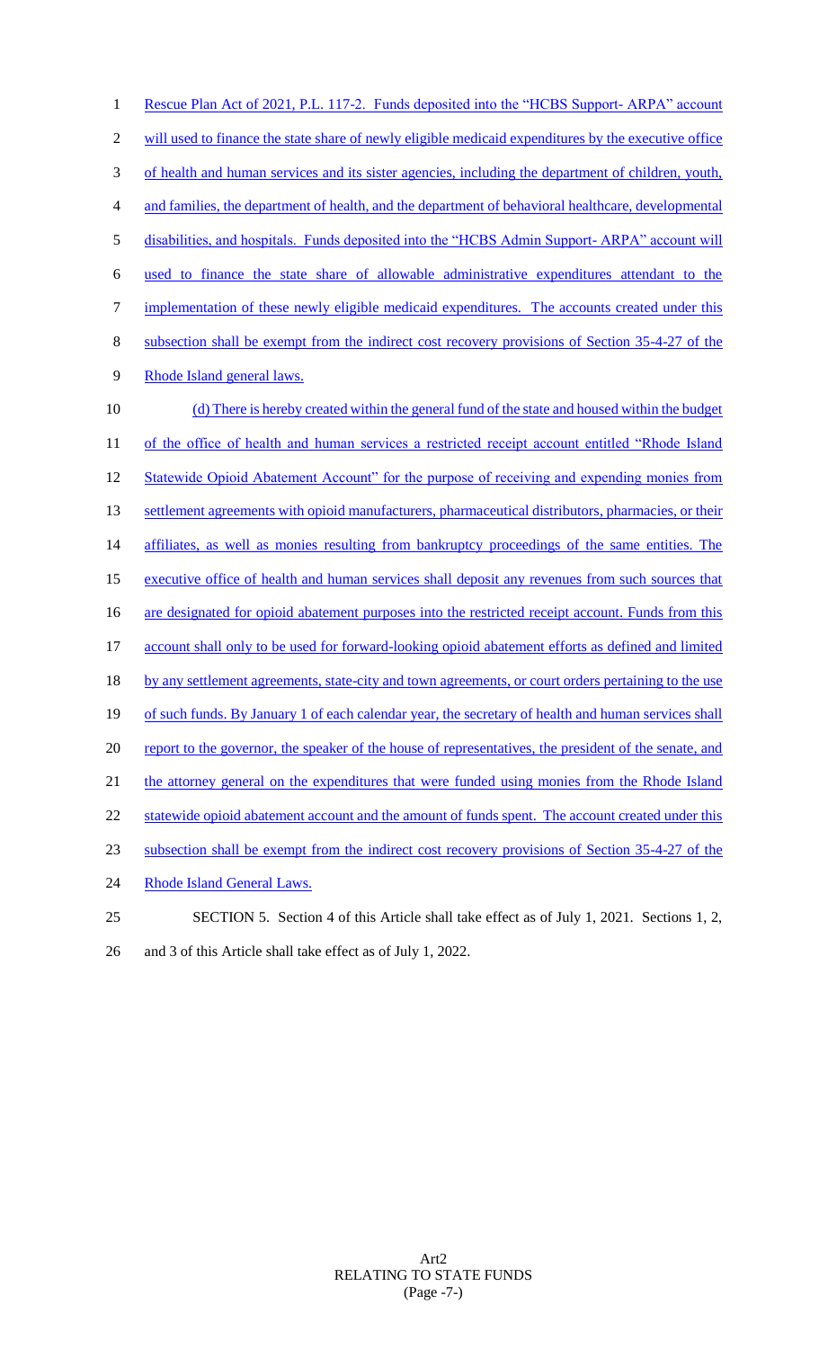Rescue Plan Act of 2021, P.L. 117-2. Funds deposited into the "HCBS Support- ARPA" account will used to finance the state share of newly eligible medicaid expenditures by the executive office of health and human services and its sister agencies, including the department of children, youth, and families, the department of health, and the department of behavioral healthcare, developmental disabilities, and hospitals. Funds deposited into the "HCBS Admin Support- ARPA" account will used to finance the state share of allowable administrative expenditures attendant to the implementation of these newly eligible medicaid expenditures. The accounts created under this subsection shall be exempt from the indirect cost recovery provisions of Section 35-4-27 of the Rhode Island general laws.

(d) There is hereby created within the general fund of the state and housed within the budget of the office of health and human services a restricted receipt account entitled "Rhode Island Statewide Opioid Abatement Account" for the purpose of receiving and expending monies from settlement agreements with opioid manufacturers, pharmaceutical distributors, pharmacies, or their affiliates, as well as monies resulting from bankruptcy proceedings of the same entities. The executive office of health and human services shall deposit any revenues from such sources that are designated for opioid abatement purposes into the restricted receipt account. Funds from this account shall only to be used for forward-looking opioid abatement efforts as defined and limited by any settlement agreements, state-city and town agreements, or court orders pertaining to the use of such funds. By January 1 of each calendar year, the secretary of health and human services shall report to the governor, the speaker of the house of representatives, the president of the senate, and the attorney general on the expenditures that were funded using monies from the Rhode Island statewide opioid abatement account and the amount of funds spent. The account created under this subsection shall be exempt from the indirect cost recovery provisions of Section 35-4-27 of the Rhode Island General Laws.

SECTION 5. Section 4 of this Article shall take effect as of July 1, 2021. Sections 1, 2, and 3 of this Article shall take effect as of July 1, 2022.